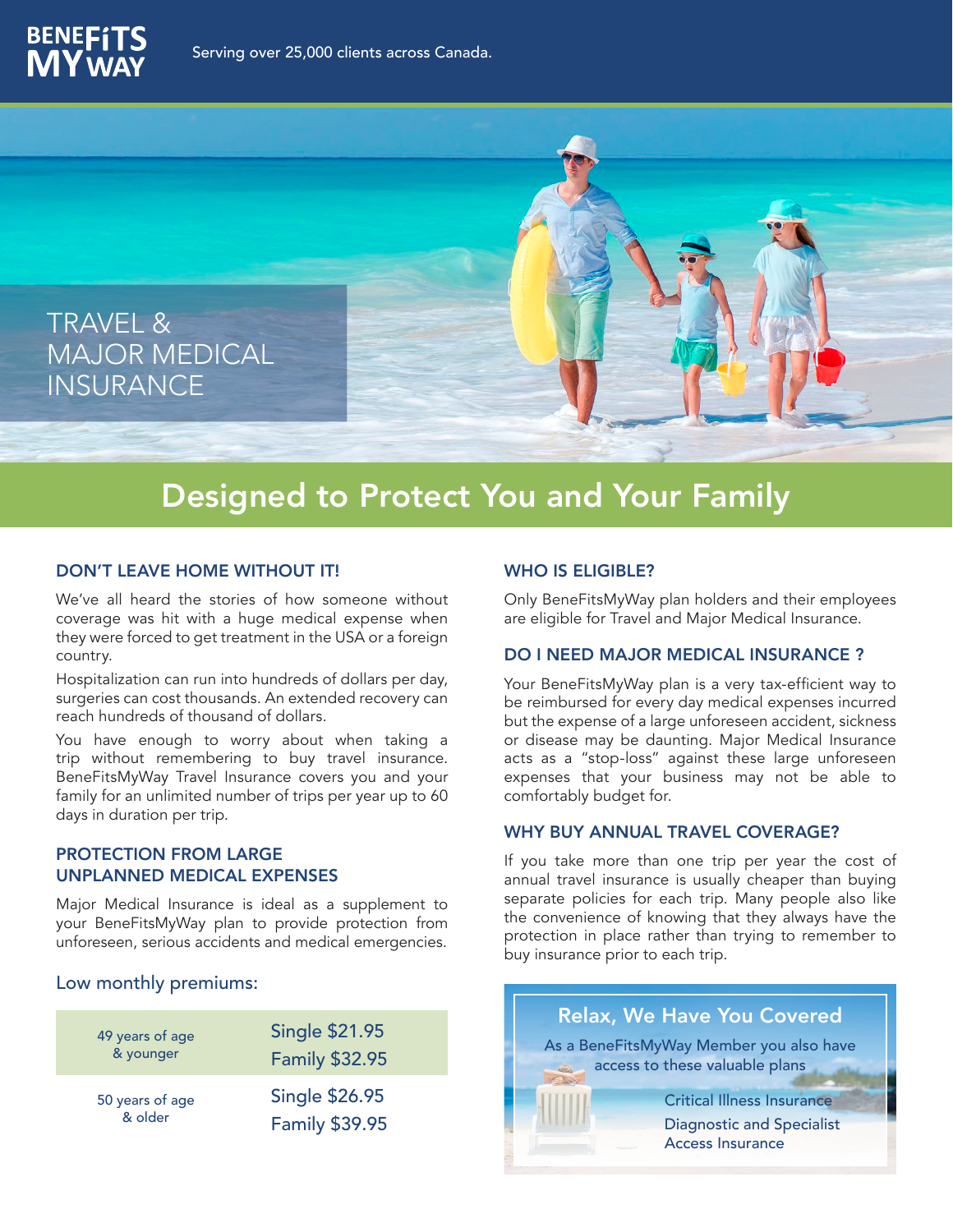BENEFITS MY WAY

Serving over 25,000 clients across Canada.

# TRAVEL & MAJOR MEDICAL INSURANCE

## Designed to Protect You and Your Family

### DON'T LEAVE HOME WITHOUT IT!

We've all heard the stories of how someone without coverage was hit with a huge medical expense when they were forced to get treatment in the USA or a foreign country.

Hospitalization can run into hundreds of dollars per day, surgeries can cost thousands. An extended recovery can reach hundreds of thousand of dollars.

You have enough to worry about when taking a trip without remembering to buy travel insurance. BeneFitsMyWay Travel Insurance covers you and your family for an unlimited number of trips per year up to 60 days in duration per trip.

### PROTECTION FROM LARGE UNPLANNED MEDICAL EXPENSES

Major Medical Insurance is ideal as a supplement to your BeneFitsMyWay plan to provide protection from unforeseen, serious accidents and medical emergencies.

### Low monthly premiums:

| | |
|---|---|
| 49 years of age & younger | Single $21.95<br>Family $32.95 |
| 50 years of age & older | Single $26.95<br>Family $39.95 |

### WHO IS ELIGIBLE?

Only BeneFitsMyWay plan holders and their employees are eligible for Travel and Major Medical Insurance.

### DO I NEED MAJOR MEDICAL INSURANCE ?

Your BeneFitsMyWay plan is a very tax-efficient way to be reimbursed for every day medical expenses incurred but the expense of a large unforeseen accident, sickness or disease may be daunting. Major Medical Insurance acts as a "stop-loss" against these large unforeseen expenses that your business may not be able to comfortably budget for.

### WHY BUY ANNUAL TRAVEL COVERAGE?

If you take more than one trip per year the cost of annual travel insurance is usually cheaper than buying separate policies for each trip. Many people also like the convenience of knowing that they always have the protection in place rather than trying to remember to buy insurance prior to each trip.

### Relax, We Have You Covered

As a BeneFitsMyWay Member you also have access to these valuable plans

- Critical Illness Insurance
- Diagnostic and Specialist Access Insurance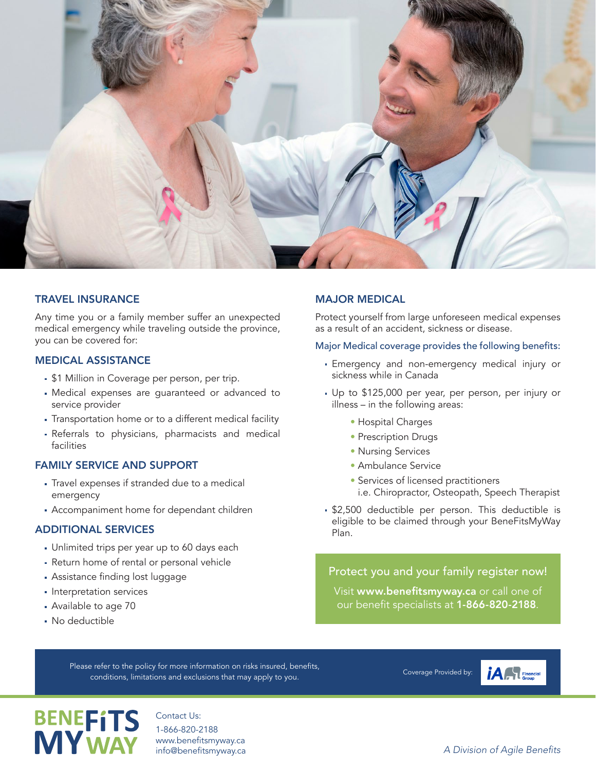## TRAVEL INSURANCE

Any time you or a family member suffer an unexpected medical emergency while traveling outside the province, you can be covered for:

### MEDICAL ASSISTANCE

- $1 Million in Coverage per person, per trip.
- Medical expenses are guaranteed or advanced to service provider
- Transportation home or to a different medical facility
- Referrals to physicians, pharmacists and medical facilities

### FAMILY SERVICE AND SUPPORT

- Travel expenses if stranded due to a medical emergency
- Accompaniment home for dependant children

### ADDITIONAL SERVICES

- Unlimited trips per year up to 60 days each
- Return home of rental or personal vehicle
- Assistance finding lost luggage
- Interpretation services
- Available to age 70
- No deductible

## MAJOR MEDICAL

Protect yourself from large unforeseen medical expenses as a result of an accident, sickness or disease.

Major Medical coverage provides the following benefits:

- Emergency and non-emergency medical injury or sickness while in Canada
- Up to $125,000 per year, per person, per injury or illness – in the following areas:
  - Hospital Charges
  - Prescription Drugs
  - Nursing Services
  - Ambulance Service
  - Services of licensed practitioners i.e. Chiropractor, Osteopath, Speech Therapist
- $2,500 deductible per person. This deductible is eligible to be claimed through your BeneFitsMyWay Plan.

Protect you and your family register now!

Visit **www.benefitsmyway.ca** or call one of our benefit specialists at **1-866-820-2188**.

Please refer to the policy for more information on risks insured, benefits, conditions, limitations and exclusions that may apply to you.

Coverage Provided by: iA Financial Group

BENEFITS MY WAY

Contact Us:
1-866-820-2188
www.benefitsmyway.ca
info@benefitsmyway.ca

*A Division of Agile Benefits*